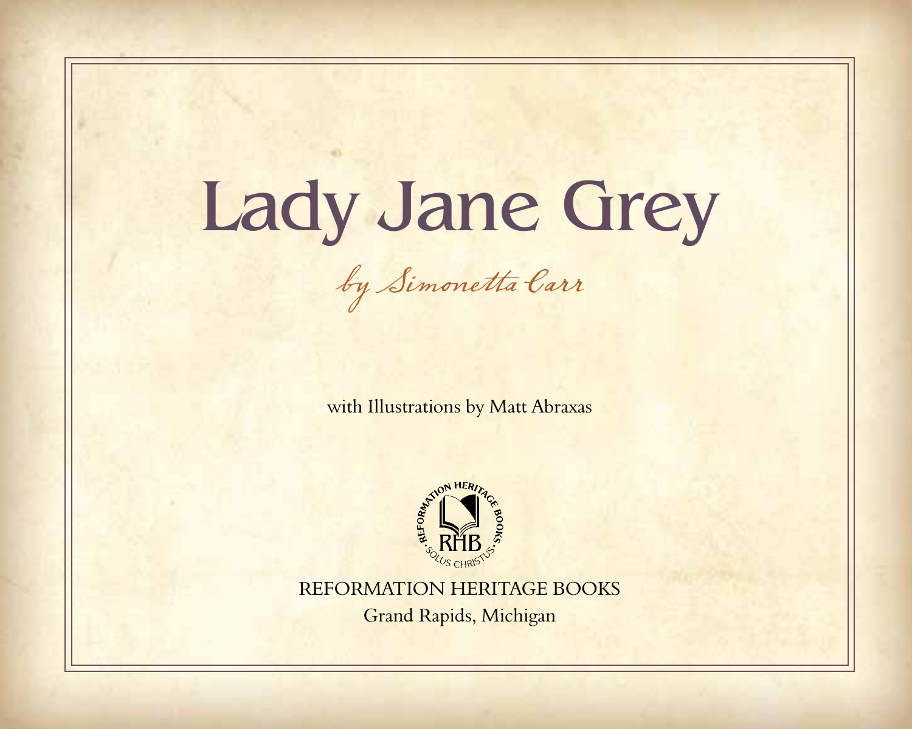# Lady Jane Grey

*by Simonetta Carr*

with Illustrations by Matt Abraxas

REFORMATION HERITAGE BOOKS

Grand Rapids, Michigan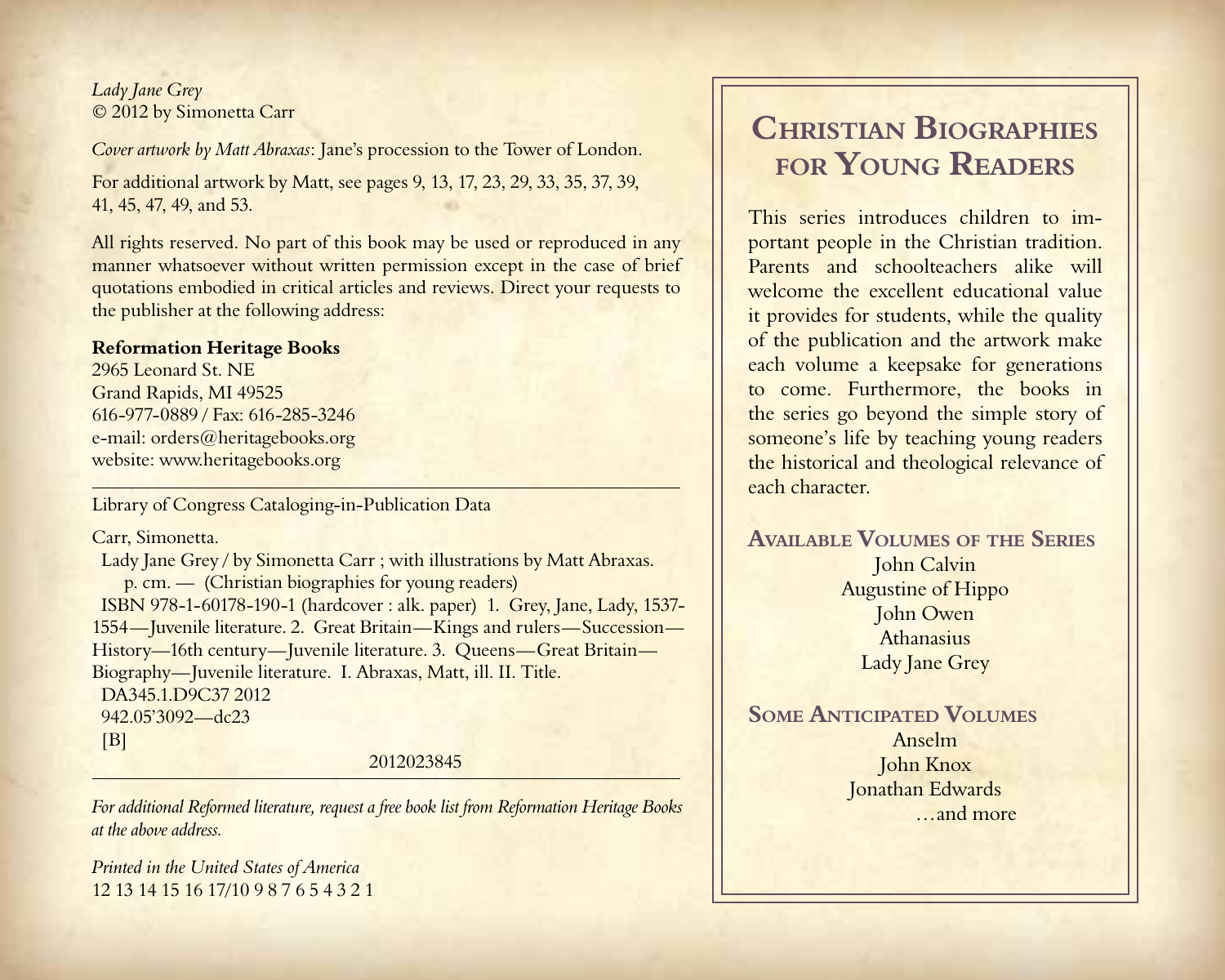*Lady Jane Grey*
© 2012 by Simonetta Carr

*Cover artwork by Matt Abraxas*: Jane's procession to the Tower of London.

For additional artwork by Matt, see pages 9, 13, 17, 23, 29, 33, 35, 37, 39, 41, 45, 47, 49, and 53.

All rights reserved. No part of this book may be used or reproduced in any manner whatsoever without written permission except in the case of brief quotations embodied in critical articles and reviews. Direct your requests to the publisher at the following address:

**Reformation Heritage Books**
2965 Leonard St. NE
Grand Rapids, MI 49525
616-977-0889 / Fax: 616-285-3246
e-mail: orders@heritagebooks.org
website: www.heritagebooks.org

---

Library of Congress Cataloging-in-Publication Data

Carr, Simonetta.
Lady Jane Grey / by Simonetta Carr ; with illustrations by Matt Abraxas.
p. cm. — (Christian biographies for young readers)
ISBN 978-1-60178-190-1 (hardcover : alk. paper) 1. Grey, Jane, Lady, 1537-1554—Juvenile literature. 2. Great Britain—Kings and rulers—Succession—History—16th century—Juvenile literature. 3. Queens—Great Britain—Biography—Juvenile literature. I. Abraxas, Matt, ill. II. Title.
DA345.1.D9C37 2012
942.05'3092—dc23
[B]

2012023845

---

*For additional Reformed literature, request a free book list from Reformation Heritage Books at the above address.*

*Printed in the United States of America*
12 13 14 15 16 17/10 9 8 7 6 5 4 3 2 1

# Christian Biographies for Young Readers

This series introduces children to important people in the Christian tradition. Parents and schoolteachers alike will welcome the excellent educational value it provides for students, while the quality of the publication and the artwork make each volume a keepsake for generations to come. Furthermore, the books in the series go beyond the simple story of someone's life by teaching young readers the historical and theological relevance of each character.

## Available Volumes of the Series

John Calvin
Augustine of Hippo
John Owen
Athanasius
Lady Jane Grey

## Some Anticipated Volumes

Anselm
John Knox
Jonathan Edwards
…and more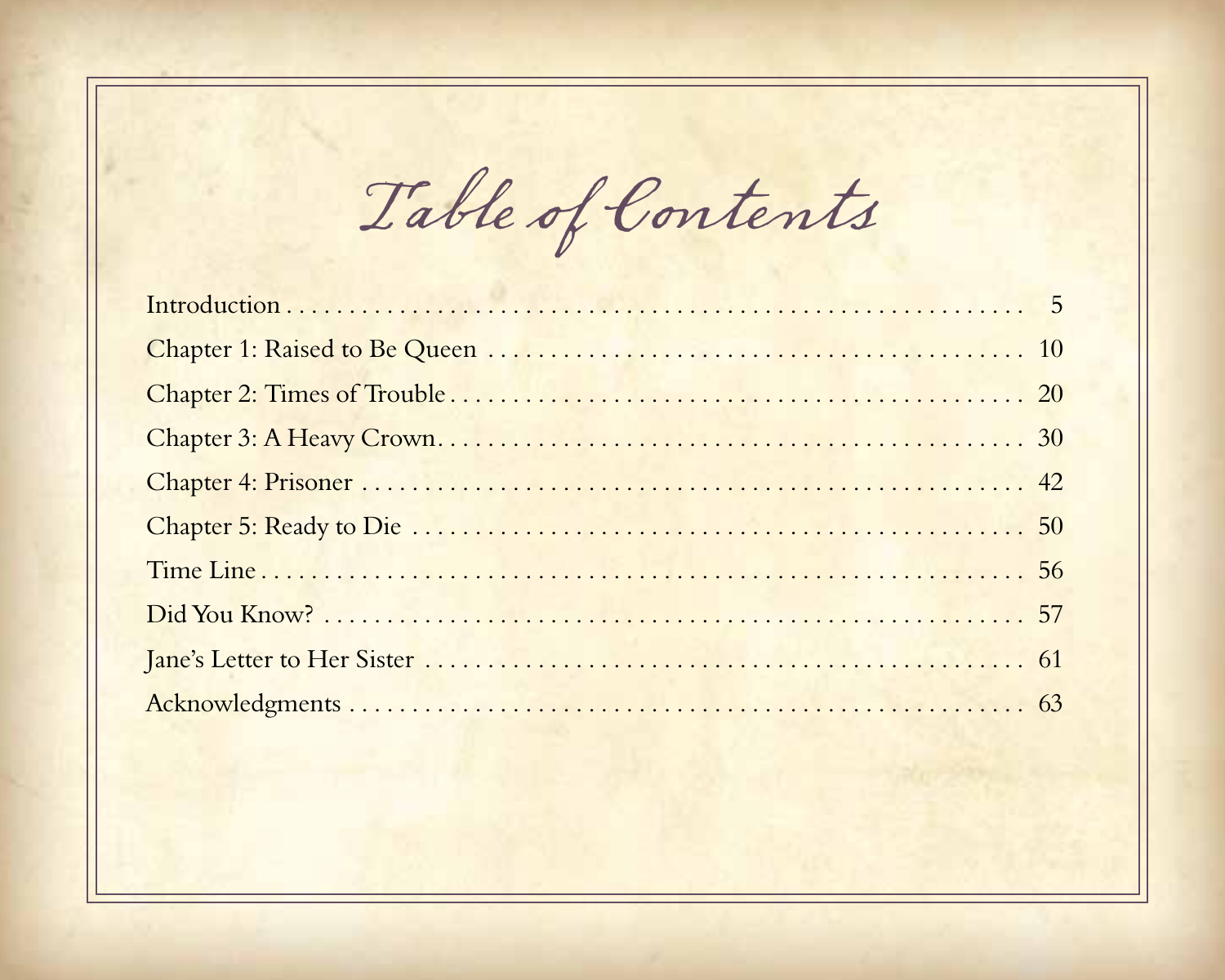# Table of Contents

Introduction . . . . . . . . . . 5

Chapter 1: Raised to Be Queen . . . . . . . . . . 10

Chapter 2: Times of Trouble . . . . . . . . . . 20

Chapter 3: A Heavy Crown . . . . . . . . . . 30

Chapter 4: Prisoner . . . . . . . . . . 42

Chapter 5: Ready to Die . . . . . . . . . . 50

Time Line . . . . . . . . . . 56

Did You Know? . . . . . . . . . . 57

Jane's Letter to Her Sister . . . . . . . . . . 61

Acknowledgments . . . . . . . . . . 63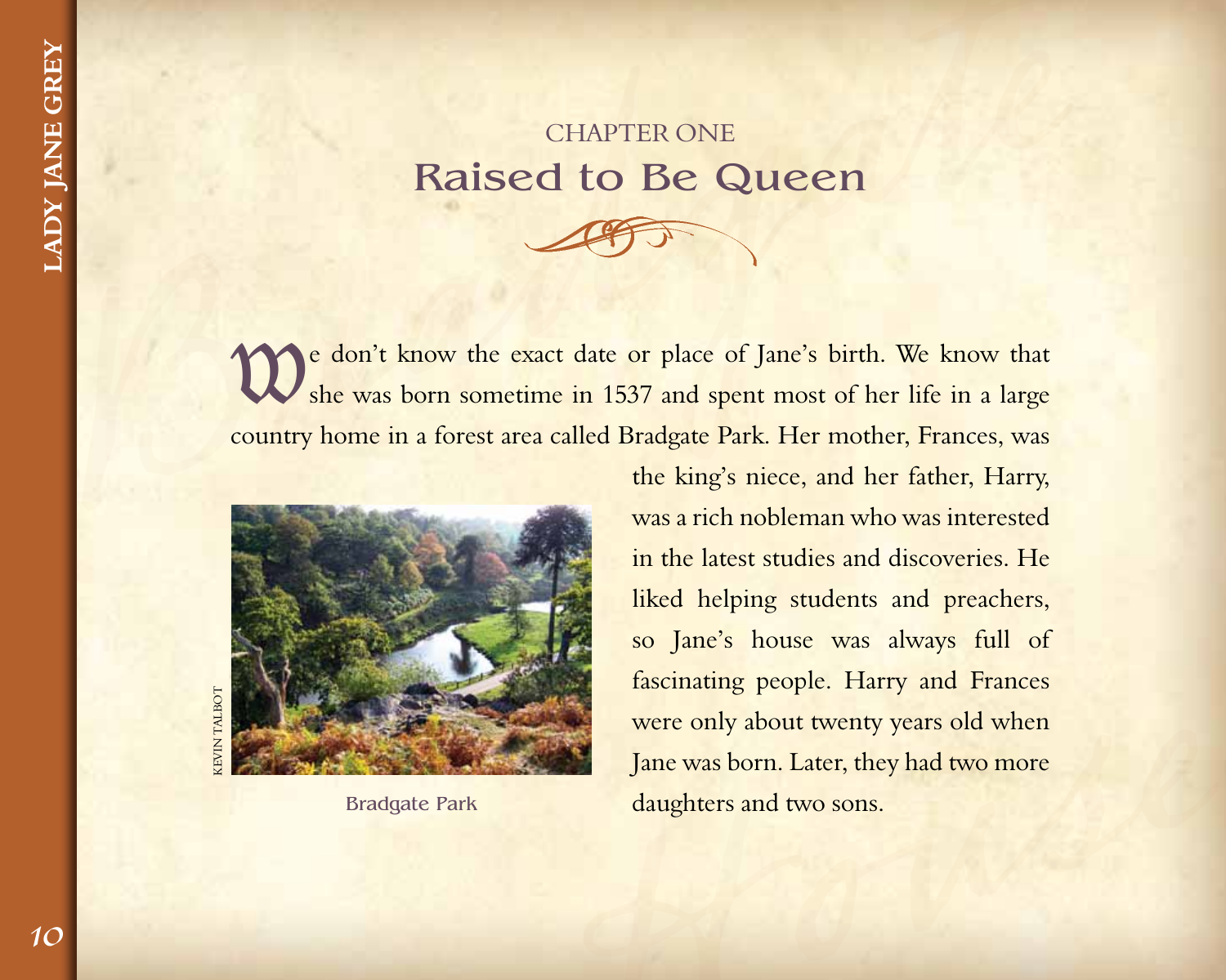## CHAPTER ONE
# Raised to Be Queen

We don't know the exact date or place of Jane's birth. We know that she was born sometime in 1537 and spent most of her life in a large country home in a forest area called Bradgate Park. Her mother, Frances, was the king's niece, and her father, Harry, was a rich nobleman who was interested in the latest studies and discoveries. He liked helping students and preachers, so Jane's house was always full of fascinating people. Harry and Frances were only about twenty years old when Jane was born. Later, they had two more daughters and two sons.

KEVIN TALBOT

Bradgate Park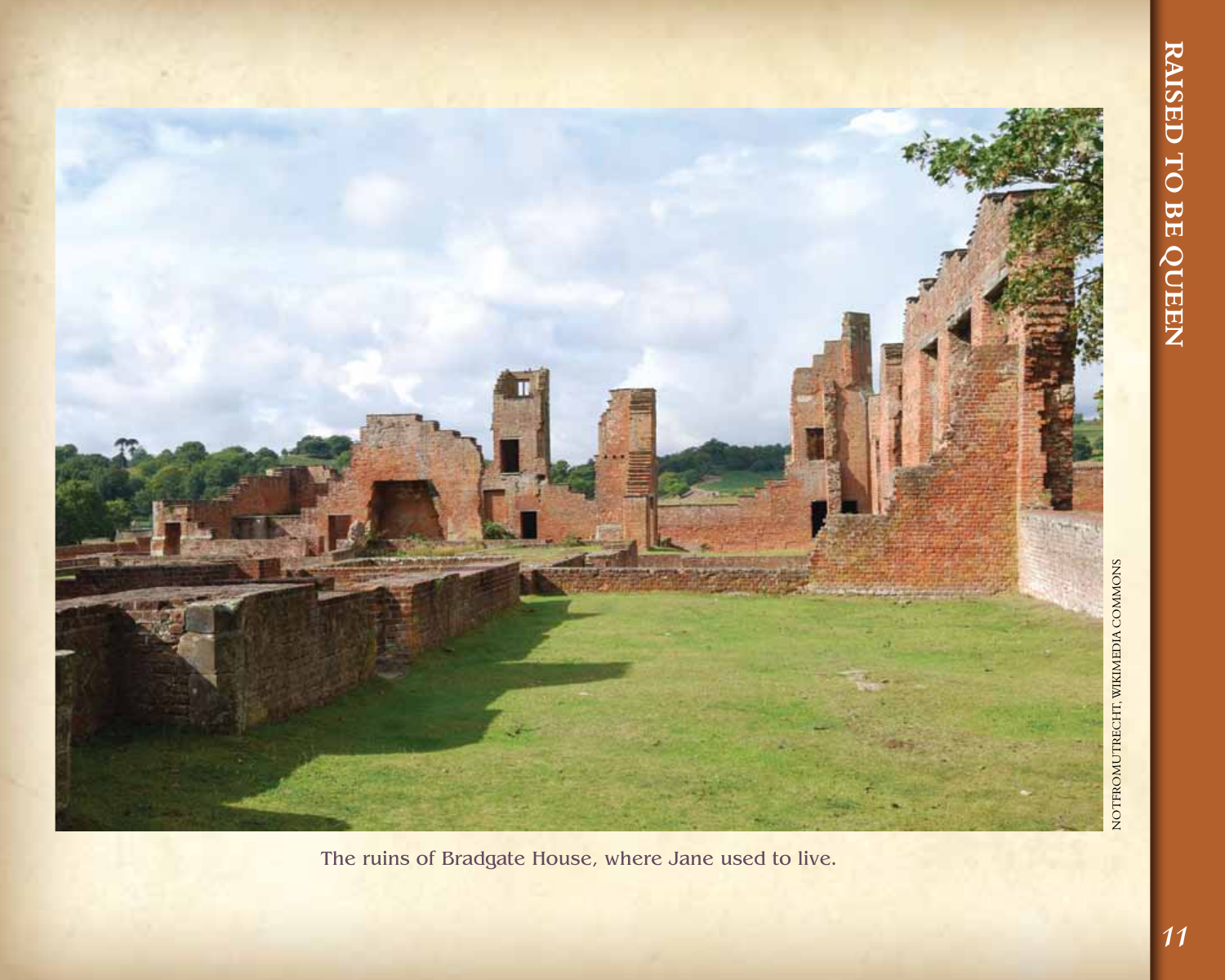The ruins of Bradgate House, where Jane used to live.

NOTFROMUTRECHT, WIKIMEDIA COMMONS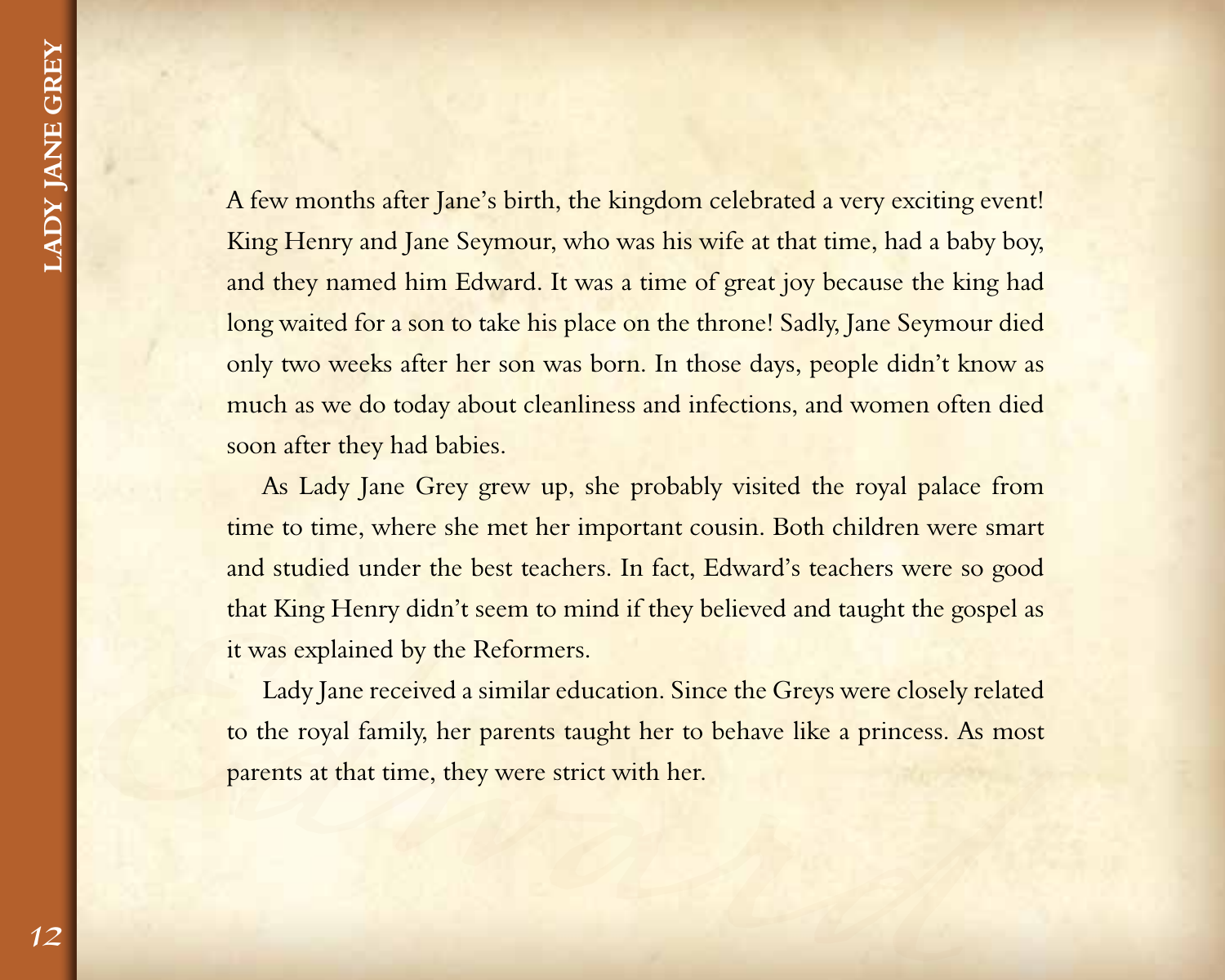A few months after Jane's birth, the kingdom celebrated a very exciting event! King Henry and Jane Seymour, who was his wife at that time, had a baby boy, and they named him Edward. It was a time of great joy because the king had long waited for a son to take his place on the throne! Sadly, Jane Seymour died only two weeks after her son was born. In those days, people didn't know as much as we do today about cleanliness and infections, and women often died soon after they had babies.

As Lady Jane Grey grew up, she probably visited the royal palace from time to time, where she met her important cousin. Both children were smart and studied under the best teachers. In fact, Edward's teachers were so good that King Henry didn't seem to mind if they believed and taught the gospel as it was explained by the Reformers.

Lady Jane received a similar education. Since the Greys were closely related to the royal family, her parents taught her to behave like a princess. As most parents at that time, they were strict with her.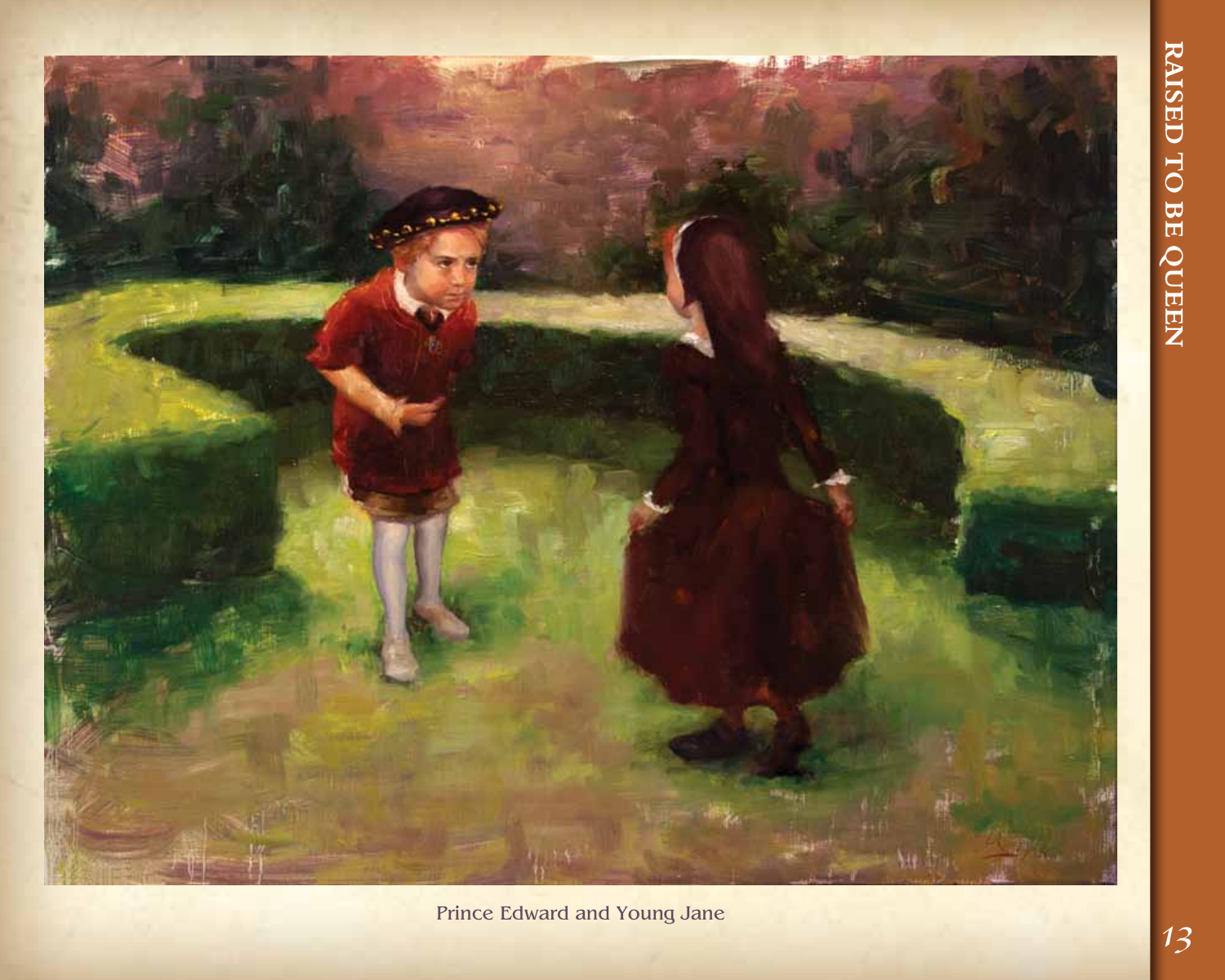Prince Edward and Young Jane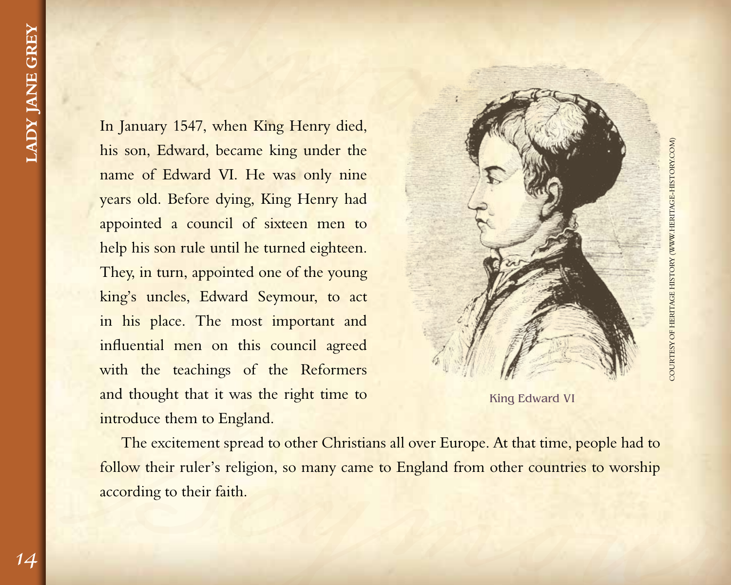In January 1547, when King Henry died, his son, Edward, became king under the name of Edward VI. He was only nine years old. Before dying, King Henry had appointed a council of sixteen men to help his son rule until he turned eighteen. They, in turn, appointed one of the young king's uncles, Edward Seymour, to act in his place. The most important and influential men on this council agreed with the teachings of the Reformers and thought that it was the right time to introduce them to England.

King Edward VI

COURTESY OF HERITAGE HISTORY (WWW.HERITAGE-HISTORY.COM)

The excitement spread to other Christians all over Europe. At that time, people had to follow their ruler's religion, so many came to England from other countries to worship according to their faith.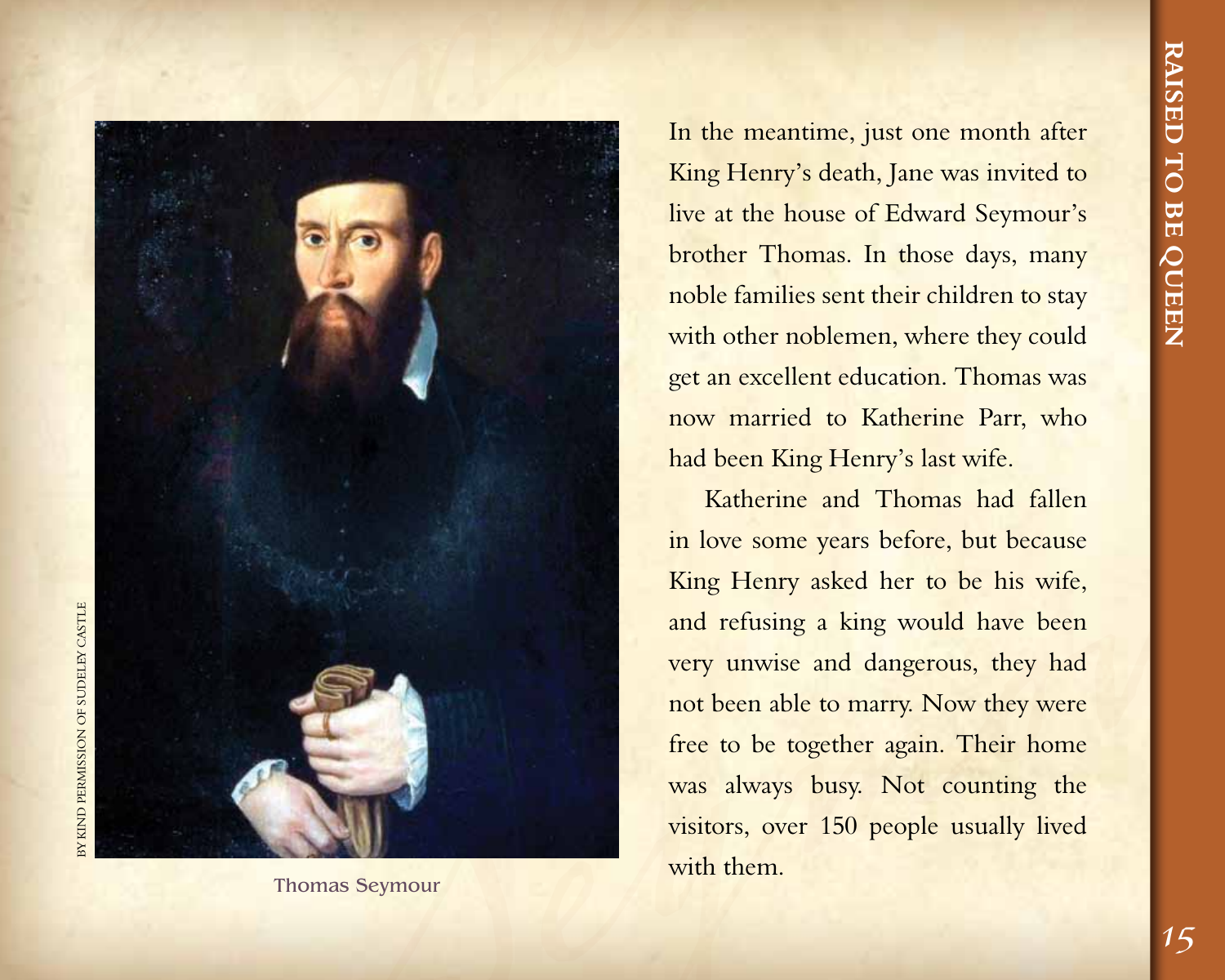Thomas Seymour

BY KIND PERMISSION OF SUDELEY CASTLE

In the meantime, just one month after King Henry's death, Jane was invited to live at the house of Edward Seymour's brother Thomas. In those days, many noble families sent their children to stay with other noblemen, where they could get an excellent education. Thomas was now married to Katherine Parr, who had been King Henry's last wife.

Katherine and Thomas had fallen in love some years before, but because King Henry asked her to be his wife, and refusing a king would have been very unwise and dangerous, they had not been able to marry. Now they were free to be together again. Their home was always busy. Not counting the visitors, over 150 people usually lived with them.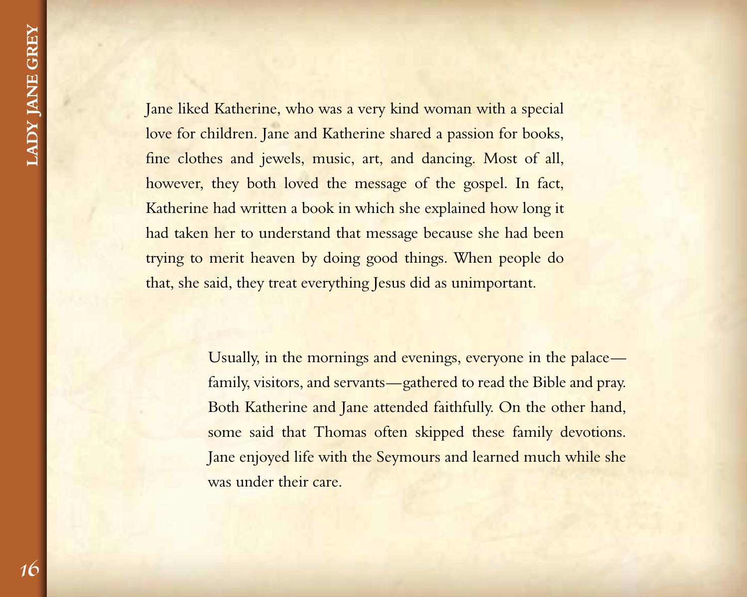Jane liked Katherine, who was a very kind woman with a special love for children. Jane and Katherine shared a passion for books, fine clothes and jewels, music, art, and dancing. Most of all, however, they both loved the message of the gospel. In fact, Katherine had written a book in which she explained how long it had taken her to understand that message because she had been trying to merit heaven by doing good things. When people do that, she said, they treat everything Jesus did as unimportant.

Usually, in the mornings and evenings, everyone in the palace—family, visitors, and servants—gathered to read the Bible and pray. Both Katherine and Jane attended faithfully. On the other hand, some said that Thomas often skipped these family devotions. Jane enjoyed life with the Seymours and learned much while she was under their care.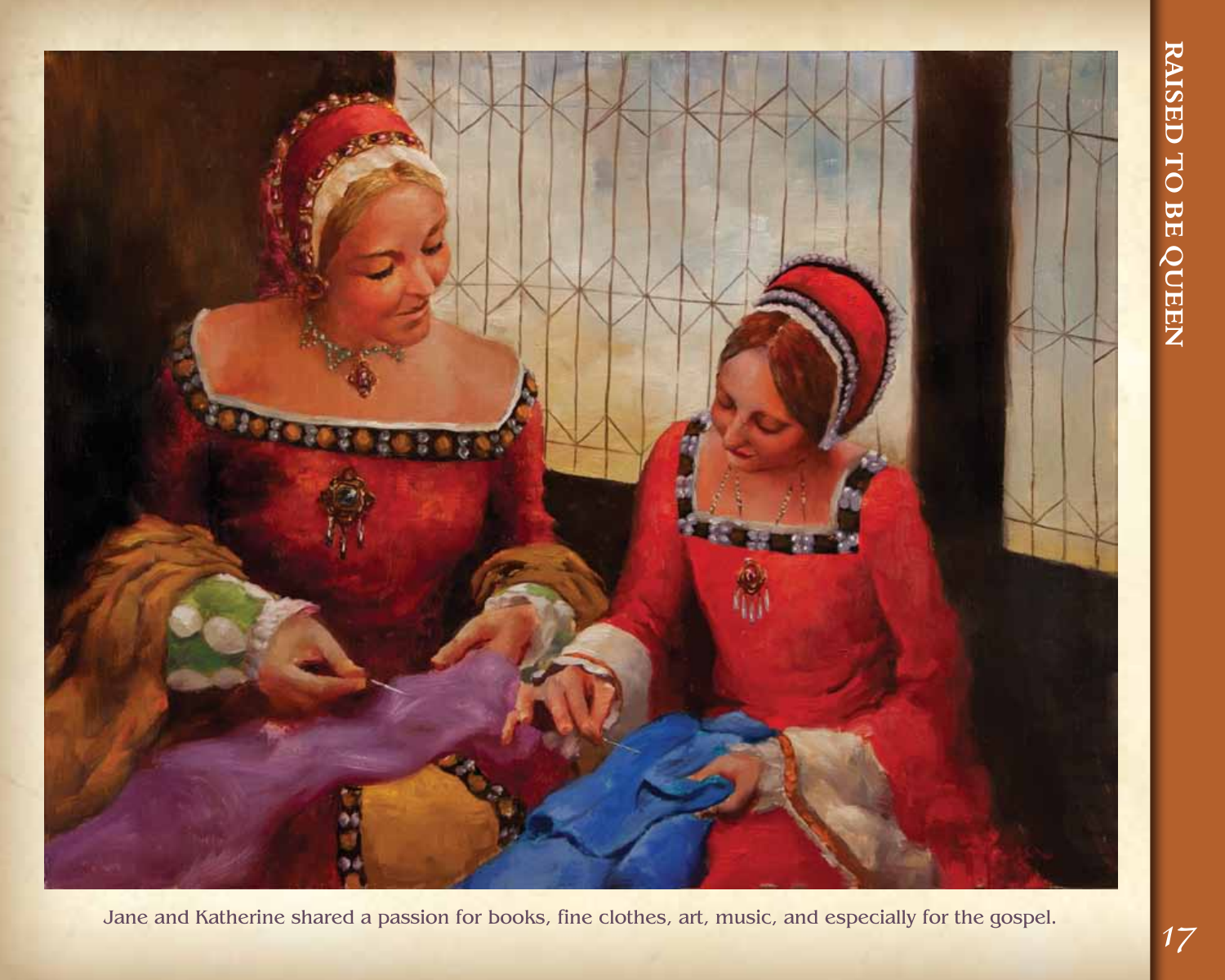Jane and Katherine shared a passion for books, fine clothes, art, music, and especially for the gospel.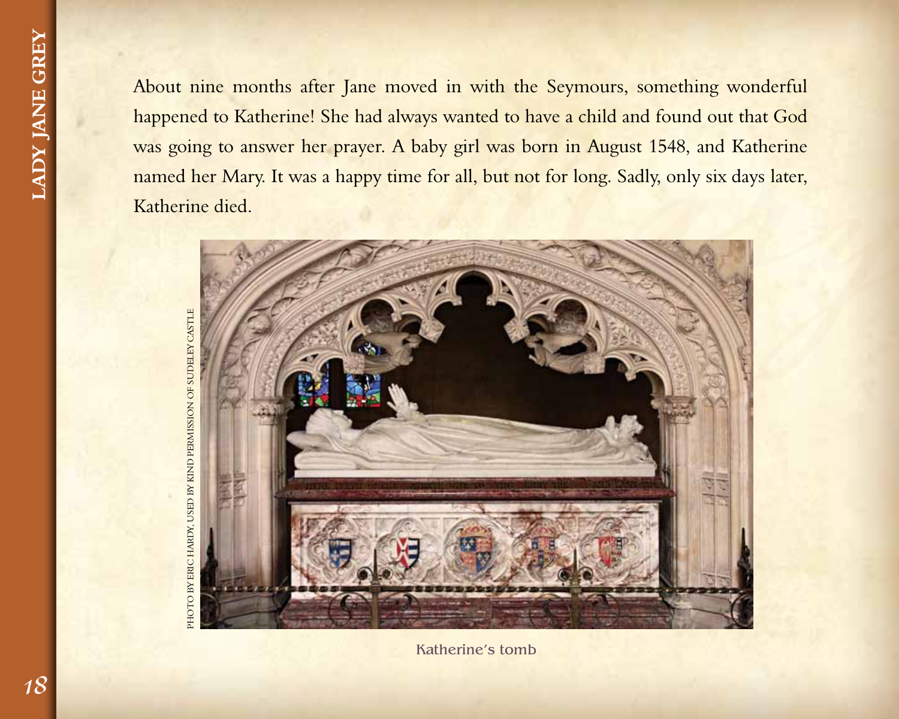About nine months after Jane moved in with the Seymours, something wonderful happened to Katherine! She had always wanted to have a child and found out that God was going to answer her prayer. A baby girl was born in August 1548, and Katherine named her Mary. It was a happy time for all, but not for long. Sadly, only six days later, Katherine died.

PHOTO BY ERIC HARDY, USED BY KIND PERMISSION OF SUDELEY CASTLE

Katherine's tomb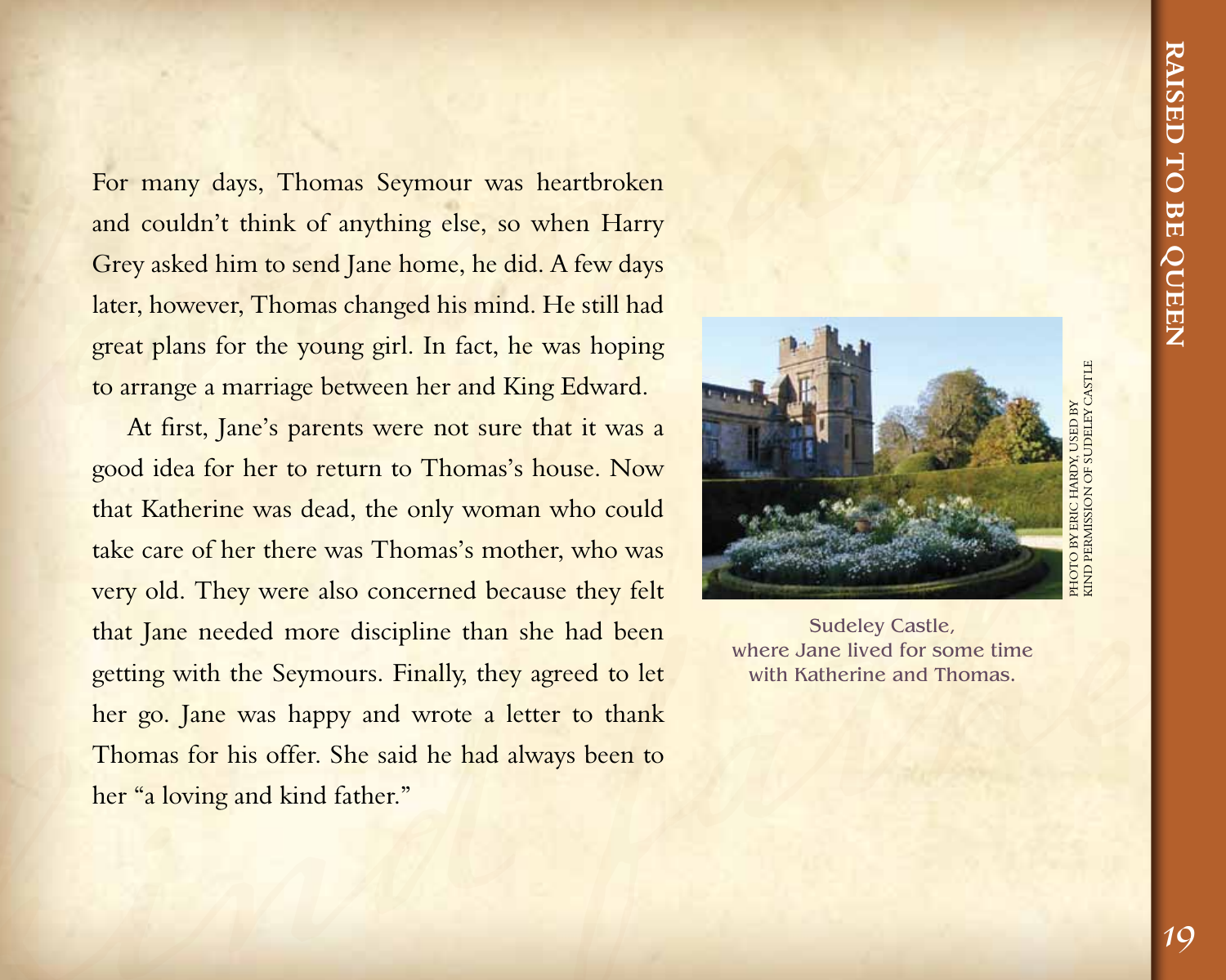For many days, Thomas Seymour was heartbroken and couldn't think of anything else, so when Harry Grey asked him to send Jane home, he did. A few days later, however, Thomas changed his mind. He still had great plans for the young girl. In fact, he was hoping to arrange a marriage between her and King Edward.

At first, Jane's parents were not sure that it was a good idea for her to return to Thomas's house. Now that Katherine was dead, the only woman who could take care of her there was Thomas's mother, who was very old. They were also concerned because they felt that Jane needed more discipline than she had been getting with the Seymours. Finally, they agreed to let her go. Jane was happy and wrote a letter to thank Thomas for his offer. She said he had always been to her "a loving and kind father."

PHOTO BY ERIC HARDY, USED BY KIND PERMISSION OF SUDELEY CASTLE

Sudeley Castle, where Jane lived for some time with Katherine and Thomas.